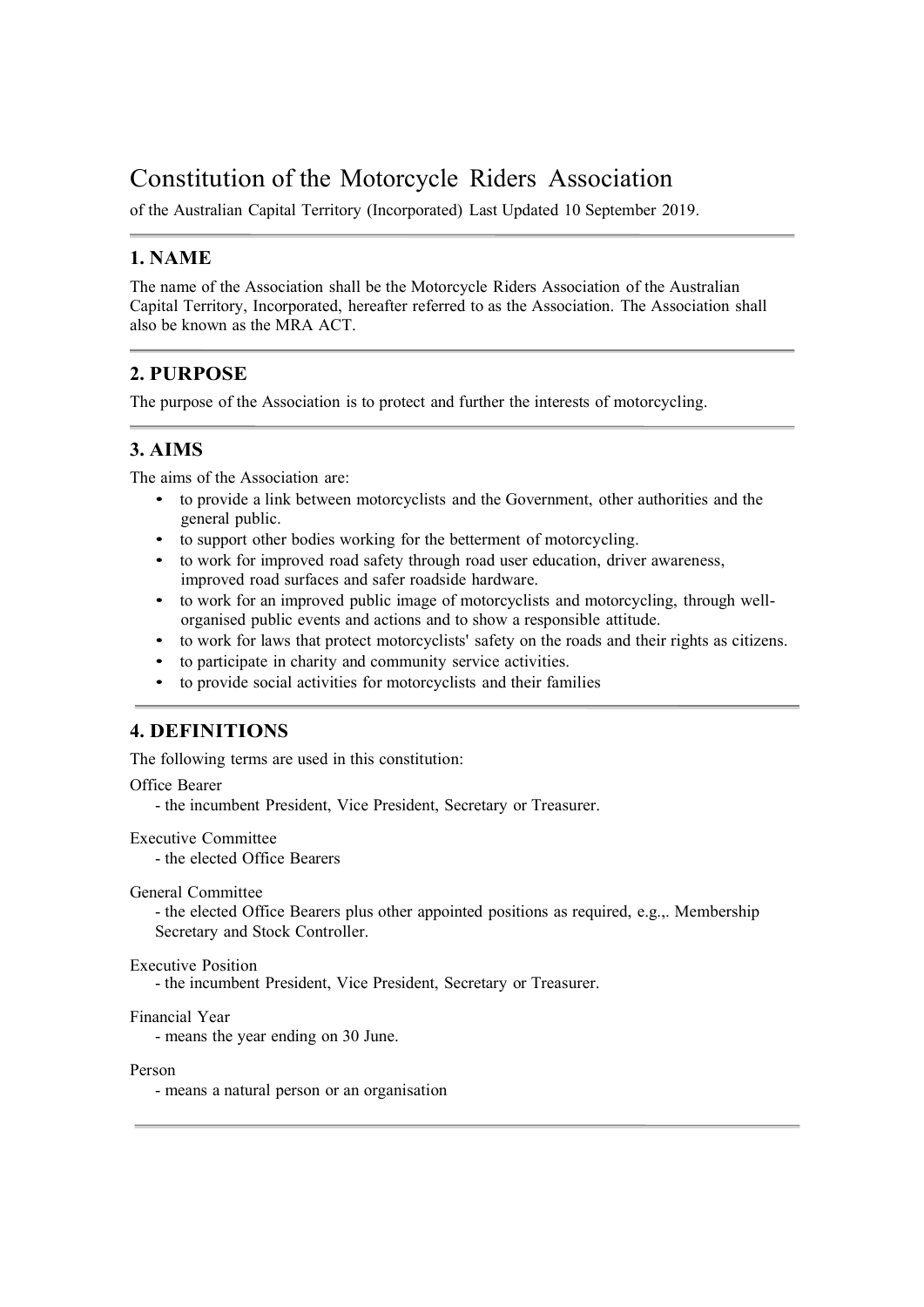# Constitution of the Motorcycle Riders Association

of the Australian Capital Territory (Incorporated) Last Updated 10 September 2019.

---

## 1. NAME

The name of the Association shall be the Motorcycle Riders Association of the Australian Capital Territory, Incorporated, hereafter referred to as the Association. The Association shall also be known as the MRA ACT.

---

## 2. PURPOSE

The purpose of the Association is to protect and further the interests of motorcycling.

---

## 3. AIMS

The aims of the Association are:

- to provide a link between motorcyclists and the Government, other authorities and the general public.
- to support other bodies working for the betterment of motorcycling.
- to work for improved road safety through road user education, driver awareness, improved road surfaces and safer roadside hardware.
- to work for an improved public image of motorcyclists and motorcycling, through well-organised public events and actions and to show a responsible attitude.
- to work for laws that protect motorcyclists' safety on the roads and their rights as citizens.
- to participate in charity and community service activities.
- to provide social activities for motorcyclists and their families

---

## 4. DEFINITIONS

The following terms are used in this constitution:

Office Bearer
- the incumbent President, Vice President, Secretary or Treasurer.

Executive Committee
- the elected Office Bearers

General Committee
- the elected Office Bearers plus other appointed positions as required, e.g.,. Membership Secretary and Stock Controller.

Executive Position
- the incumbent President, Vice President, Secretary or Treasurer.

Financial Year
- means the year ending on 30 June.

Person
- means a natural person or an organisation

---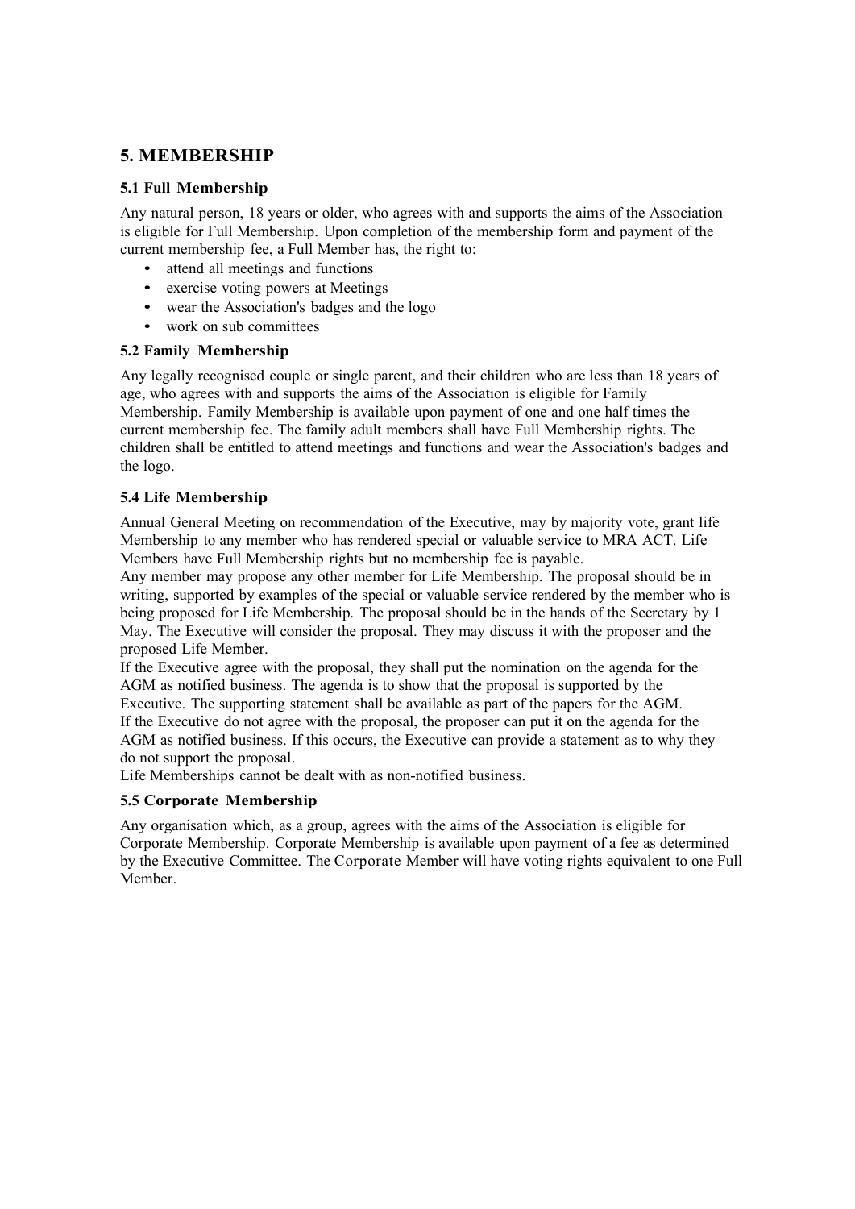## 5. MEMBERSHIP

### 5.1 Full Membership

Any natural person, 18 years or older, who agrees with and supports the aims of the Association is eligible for Full Membership. Upon completion of the membership form and payment of the current membership fee, a Full Member has, the right to:

- attend all meetings and functions
- exercise voting powers at Meetings
- wear the Association's badges and the logo
- work on sub committees

### 5.2 Family Membership

Any legally recognised couple or single parent, and their children who are less than 18 years of age, who agrees with and supports the aims of the Association is eligible for Family Membership. Family Membership is available upon payment of one and one half times the current membership fee. The family adult members shall have Full Membership rights. The children shall be entitled to attend meetings and functions and wear the Association's badges and the logo.

### 5.4 Life Membership

Annual General Meeting on recommendation of the Executive, may by majority vote, grant life Membership to any member who has rendered special or valuable service to MRA ACT. Life Members have Full Membership rights but no membership fee is payable.

Any member may propose any other member for Life Membership. The proposal should be in writing, supported by examples of the special or valuable service rendered by the member who is being proposed for Life Membership. The proposal should be in the hands of the Secretary by 1 May. The Executive will consider the proposal. They may discuss it with the proposer and the proposed Life Member.

If the Executive agree with the proposal, they shall put the nomination on the agenda for the AGM as notified business. The agenda is to show that the proposal is supported by the Executive. The supporting statement shall be available as part of the papers for the AGM.

If the Executive do not agree with the proposal, the proposer can put it on the agenda for the AGM as notified business. If this occurs, the Executive can provide a statement as to why they do not support the proposal.

Life Memberships cannot be dealt with as non-notified business.

### 5.5 Corporate Membership

Any organisation which, as a group, agrees with the aims of the Association is eligible for Corporate Membership. Corporate Membership is available upon payment of a fee as determined by the Executive Committee. The Corporate Member will have voting rights equivalent to one Full Member.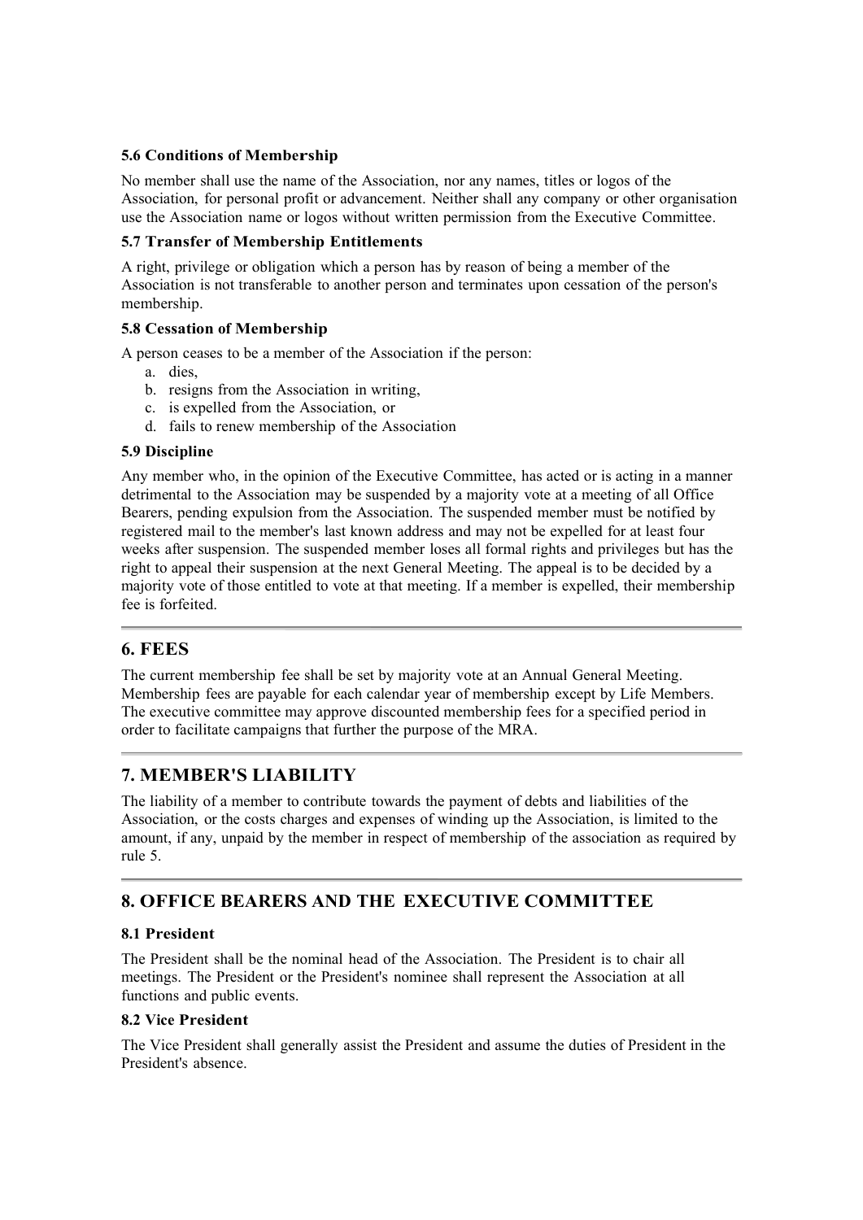### 5.6 Conditions of Membership

No member shall use the name of the Association, nor any names, titles or logos of the Association, for personal profit or advancement. Neither shall any company or other organisation use the Association name or logos without written permission from the Executive Committee.

### 5.7 Transfer of Membership Entitlements

A right, privilege or obligation which a person has by reason of being a member of the Association is not transferable to another person and terminates upon cessation of the person's membership.

### 5.8 Cessation of Membership

A person ceases to be a member of the Association if the person:

a. dies,
b. resigns from the Association in writing,
c. is expelled from the Association, or
d. fails to renew membership of the Association

### 5.9 Discipline

Any member who, in the opinion of the Executive Committee, has acted or is acting in a manner detrimental to the Association may be suspended by a majority vote at a meeting of all Office Bearers, pending expulsion from the Association. The suspended member must be notified by registered mail to the member's last known address and may not be expelled for at least four weeks after suspension. The suspended member loses all formal rights and privileges but has the right to appeal their suspension at the next General Meeting. The appeal is to be decided by a majority vote of those entitled to vote at that meeting. If a member is expelled, their membership fee is forfeited.

---

## 6. FEES

The current membership fee shall be set by majority vote at an Annual General Meeting. Membership fees are payable for each calendar year of membership except by Life Members. The executive committee may approve discounted membership fees for a specified period in order to facilitate campaigns that further the purpose of the MRA.

---

## 7. MEMBER'S LIABILITY

The liability of a member to contribute towards the payment of debts and liabilities of the Association, or the costs charges and expenses of winding up the Association, is limited to the amount, if any, unpaid by the member in respect of membership of the association as required by rule 5.

---

## 8. OFFICE BEARERS AND THE EXECUTIVE COMMITTEE

### 8.1 President

The President shall be the nominal head of the Association. The President is to chair all meetings. The President or the President's nominee shall represent the Association at all functions and public events.

### 8.2 Vice President

The Vice President shall generally assist the President and assume the duties of President in the President's absence.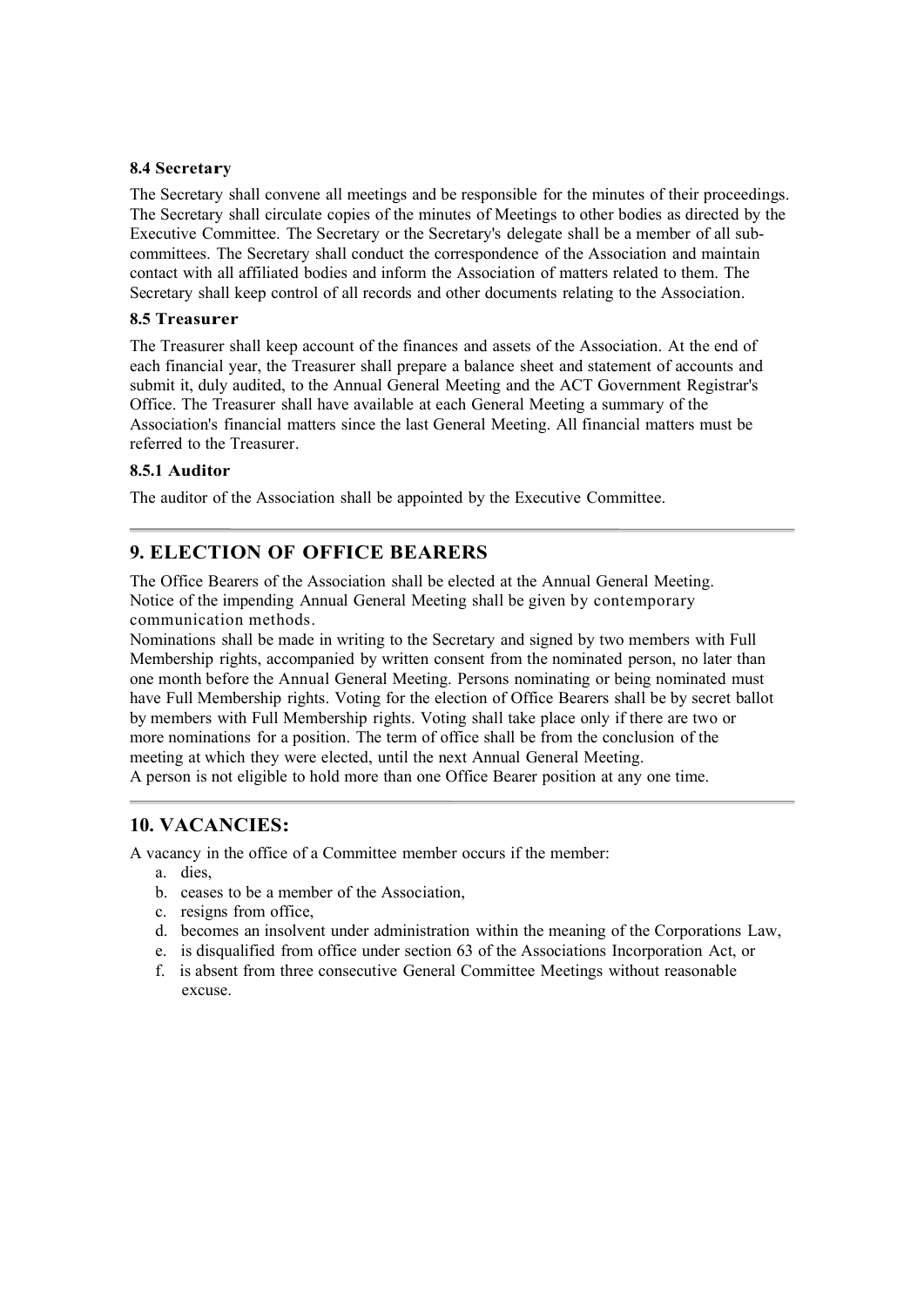### 8.4 Secretary

The Secretary shall convene all meetings and be responsible for the minutes of their proceedings. The Secretary shall circulate copies of the minutes of Meetings to other bodies as directed by the Executive Committee. The Secretary or the Secretary's delegate shall be a member of all sub-committees. The Secretary shall conduct the correspondence of the Association and maintain contact with all affiliated bodies and inform the Association of matters related to them. The Secretary shall keep control of all records and other documents relating to the Association.

### 8.5 Treasurer

The Treasurer shall keep account of the finances and assets of the Association. At the end of each financial year, the Treasurer shall prepare a balance sheet and statement of accounts and submit it, duly audited, to the Annual General Meeting and the ACT Government Registrar's Office. The Treasurer shall have available at each General Meeting a summary of the Association's financial matters since the last General Meeting. All financial matters must be referred to the Treasurer.

#### 8.5.1 Auditor

The auditor of the Association shall be appointed by the Executive Committee.

---

## 9. ELECTION OF OFFICE BEARERS

The Office Bearers of the Association shall be elected at the Annual General Meeting. Notice of the impending Annual General Meeting shall be given by contemporary communication methods.

Nominations shall be made in writing to the Secretary and signed by two members with Full Membership rights, accompanied by written consent from the nominated person, no later than one month before the Annual General Meeting. Persons nominating or being nominated must have Full Membership rights. Voting for the election of Office Bearers shall be by secret ballot by members with Full Membership rights. Voting shall take place only if there are two or more nominations for a position. The term of office shall be from the conclusion of the meeting at which they were elected, until the next Annual General Meeting.

A person is not eligible to hold more than one Office Bearer position at any one time.

---

## 10. VACANCIES:

A vacancy in the office of a Committee member occurs if the member:

a. dies,
b. ceases to be a member of the Association,
c. resigns from office,
d. becomes an insolvent under administration within the meaning of the Corporations Law,
e. is disqualified from office under section 63 of the Associations Incorporation Act, or
f. is absent from three consecutive General Committee Meetings without reasonable excuse.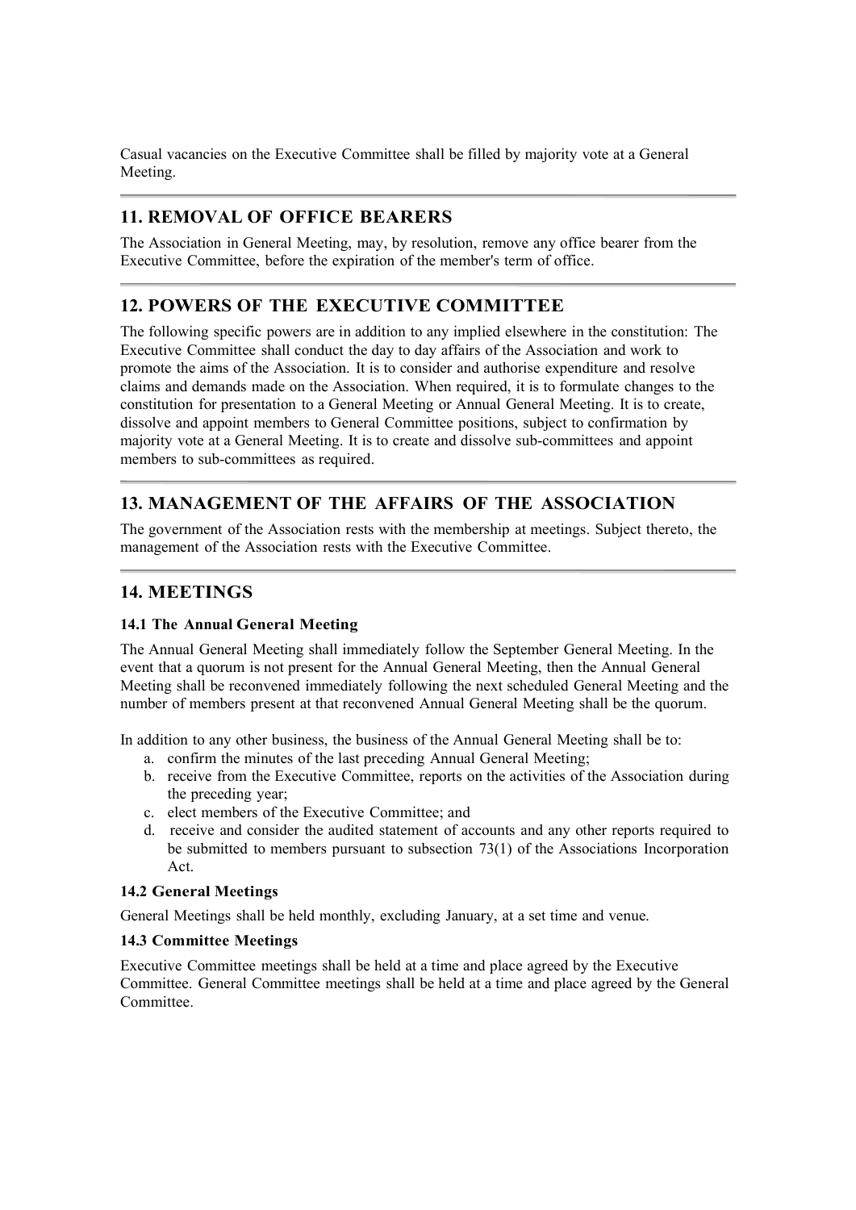Casual vacancies on the Executive Committee shall be filled by majority vote at a General Meeting.

## 11. REMOVAL OF OFFICE BEARERS

The Association in General Meeting, may, by resolution, remove any office bearer from the Executive Committee, before the expiration of the member's term of office.

## 12. POWERS OF THE EXECUTIVE COMMITTEE

The following specific powers are in addition to any implied elsewhere in the constitution: The Executive Committee shall conduct the day to day affairs of the Association and work to promote the aims of the Association. It is to consider and authorise expenditure and resolve claims and demands made on the Association. When required, it is to formulate changes to the constitution for presentation to a General Meeting or Annual General Meeting. It is to create, dissolve and appoint members to General Committee positions, subject to confirmation by majority vote at a General Meeting. It is to create and dissolve sub-committees and appoint members to sub-committees as required.

## 13. MANAGEMENT OF THE AFFAIRS OF THE ASSOCIATION

The government of the Association rests with the membership at meetings. Subject thereto, the management of the Association rests with the Executive Committee.

## 14. MEETINGS

### 14.1 The Annual General Meeting

The Annual General Meeting shall immediately follow the September General Meeting. In the event that a quorum is not present for the Annual General Meeting, then the Annual General Meeting shall be reconvened immediately following the next scheduled General Meeting and the number of members present at that reconvened Annual General Meeting shall be the quorum.

In addition to any other business, the business of the Annual General Meeting shall be to:

a. confirm the minutes of the last preceding Annual General Meeting;
b. receive from the Executive Committee, reports on the activities of the Association during the preceding year;
c. elect members of the Executive Committee; and
d. receive and consider the audited statement of accounts and any other reports required to be submitted to members pursuant to subsection 73(1) of the Associations Incorporation Act.

### 14.2 General Meetings

General Meetings shall be held monthly, excluding January, at a set time and venue.

### 14.3 Committee Meetings

Executive Committee meetings shall be held at a time and place agreed by the Executive Committee. General Committee meetings shall be held at a time and place agreed by the General Committee.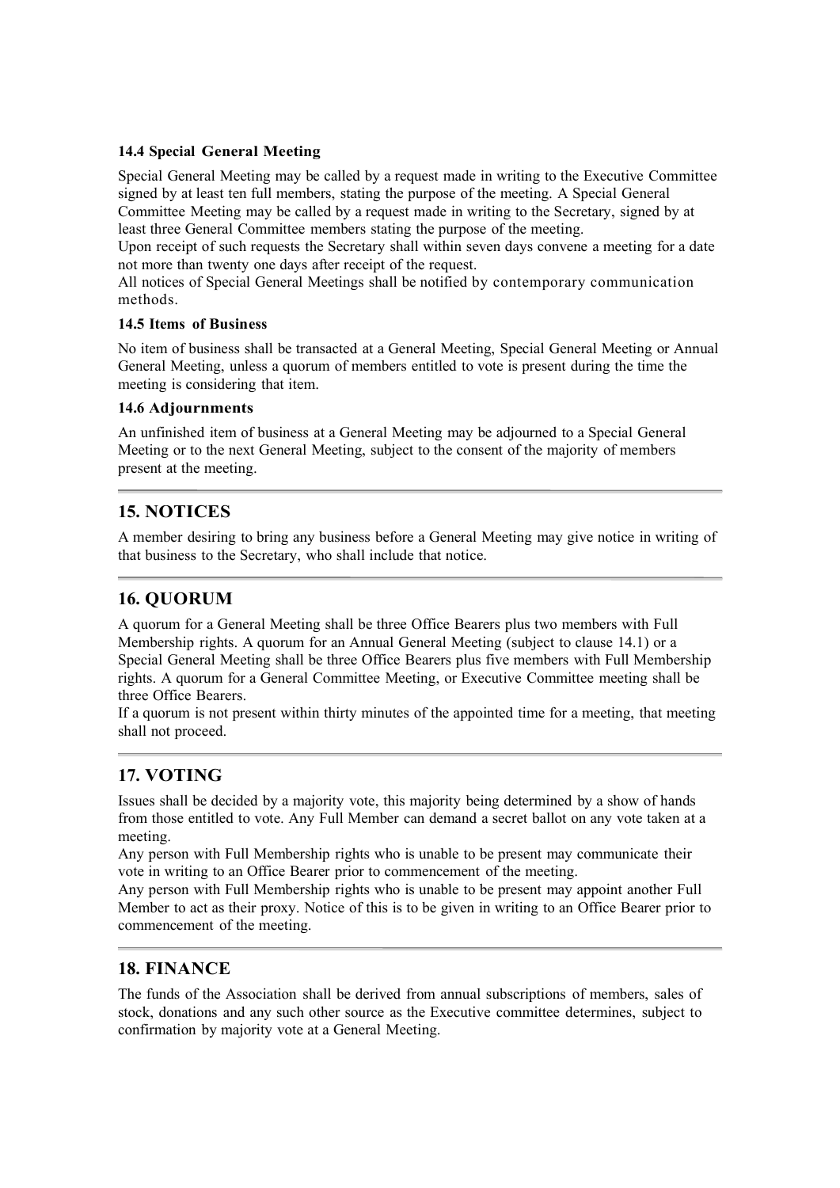### 14.4 Special General Meeting

Special General Meeting may be called by a request made in writing to the Executive Committee signed by at least ten full members, stating the purpose of the meeting. A Special General Committee Meeting may be called by a request made in writing to the Secretary, signed by at least three General Committee members stating the purpose of the meeting.
Upon receipt of such requests the Secretary shall within seven days convene a meeting for a date not more than twenty one days after receipt of the request.
All notices of Special General Meetings shall be notified by contemporary communication methods.

### 14.5 Items of Business

No item of business shall be transacted at a General Meeting, Special General Meeting or Annual General Meeting, unless a quorum of members entitled to vote is present during the time the meeting is considering that item.

### 14.6 Adjournments

An unfinished item of business at a General Meeting may be adjourned to a Special General Meeting or to the next General Meeting, subject to the consent of the majority of members present at the meeting.

## 15. NOTICES

A member desiring to bring any business before a General Meeting may give notice in writing of that business to the Secretary, who shall include that notice.

## 16. QUORUM

A quorum for a General Meeting shall be three Office Bearers plus two members with Full Membership rights. A quorum for an Annual General Meeting (subject to clause 14.1) or a Special General Meeting shall be three Office Bearers plus five members with Full Membership rights. A quorum for a General Committee Meeting, or Executive Committee meeting shall be three Office Bearers.
If a quorum is not present within thirty minutes of the appointed time for a meeting, that meeting shall not proceed.

## 17. VOTING

Issues shall be decided by a majority vote, this majority being determined by a show of hands from those entitled to vote. Any Full Member can demand a secret ballot on any vote taken at a meeting.
Any person with Full Membership rights who is unable to be present may communicate their vote in writing to an Office Bearer prior to commencement of the meeting.
Any person with Full Membership rights who is unable to be present may appoint another Full Member to act as their proxy. Notice of this is to be given in writing to an Office Bearer prior to commencement of the meeting.

## 18. FINANCE

The funds of the Association shall be derived from annual subscriptions of members, sales of stock, donations and any such other source as the Executive committee determines, subject to confirmation by majority vote at a General Meeting.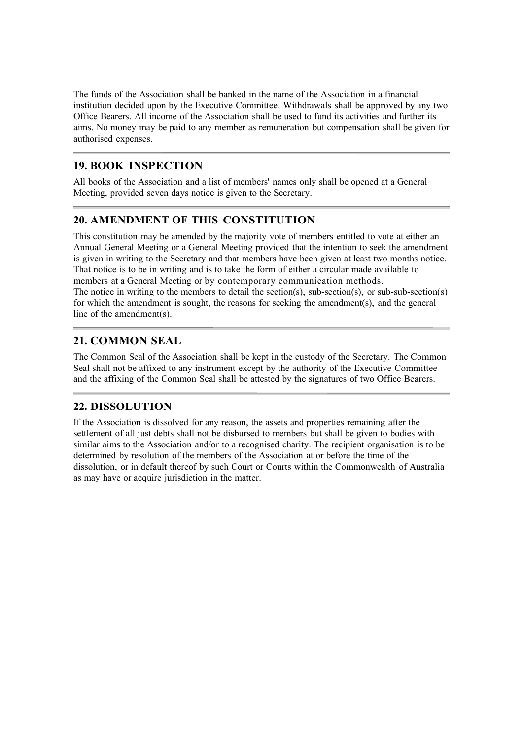The funds of the Association shall be banked in the name of the Association in a financial institution decided upon by the Executive Committee. Withdrawals shall be approved by any two Office Bearers. All income of the Association shall be used to fund its activities and further its aims. No money may be paid to any member as remuneration but compensation shall be given for authorised expenses.

## 19. BOOK INSPECTION

All books of the Association and a list of members' names only shall be opened at a General Meeting, provided seven days notice is given to the Secretary.

## 20. AMENDMENT OF THIS CONSTITUTION

This constitution may be amended by the majority vote of members entitled to vote at either an Annual General Meeting or a General Meeting provided that the intention to seek the amendment is given in writing to the Secretary and that members have been given at least two months notice. That notice is to be in writing and is to take the form of either a circular made available to members at a General Meeting or by contemporary communication methods.
The notice in writing to the members to detail the section(s), sub-section(s), or sub-sub-section(s) for which the amendment is sought, the reasons for seeking the amendment(s), and the general line of the amendment(s).

## 21. COMMON SEAL

The Common Seal of the Association shall be kept in the custody of the Secretary. The Common Seal shall not be affixed to any instrument except by the authority of the Executive Committee and the affixing of the Common Seal shall be attested by the signatures of two Office Bearers.

## 22. DISSOLUTION

If the Association is dissolved for any reason, the assets and properties remaining after the settlement of all just debts shall not be disbursed to members but shall be given to bodies with similar aims to the Association and/or to a recognised charity. The recipient organisation is to be determined by resolution of the members of the Association at or before the time of the dissolution, or in default thereof by such Court or Courts within the Commonwealth of Australia as may have or acquire jurisdiction in the matter.